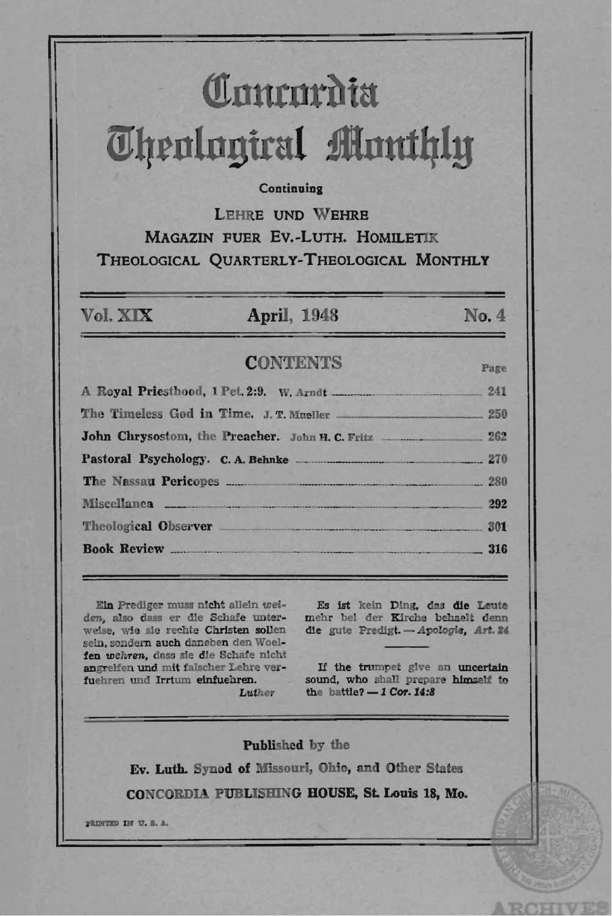# Concordia Theological Monthly

Continuing

LEHRE UND WEHRE
MAGAZIN FUER EV.-LUTH. HOMILETIK
THEOLOGICAL QUARTERLY-THEOLOGICAL MONTHLY

Vol. XIX | April, 1948 | No. 4

## CONTENTS

| | Page |
|---|---|
| A Royal Priesthood, 1 Pet. 2:9. W. Arndt | 241 |
| The Timeless God in Time. J. T. Mueller | 250 |
| John Chrysostom, the Preacher. John H. C. Fritz | 262 |
| Pastoral Psychology. C. A. Behnke | 270 |
| The Nassau Pericopes | 280 |
| Miscellanea | 292 |
| Theological Observer | 301 |
| Book Review | 316 |

Ein Prediger muss nicht allein *weiden*, also dass er die Schafe unterweise, wie sie rechte Christen sollen sein, sondern auch daneben den Woelfen *wehren*, dass sie die Schafe nicht angreifen und mit falscher Lehre verfuehren und Irrtum einfuehren.
*Luther*

Es ist kein Ding, das die Leute mehr bei der Kirche behaelt denn die gute Predigt. — *Apologie, Art. 24*

If the trumpet give an uncertain sound, who shall prepare himself to the battle? — *1 Cor. 14:8*

Published by the
Ev. Luth. Synod of Missouri, Ohio, and Other States
CONCORDIA PUBLISHING HOUSE, St. Louis 18, Mo.

PRINTED IN U. S. A.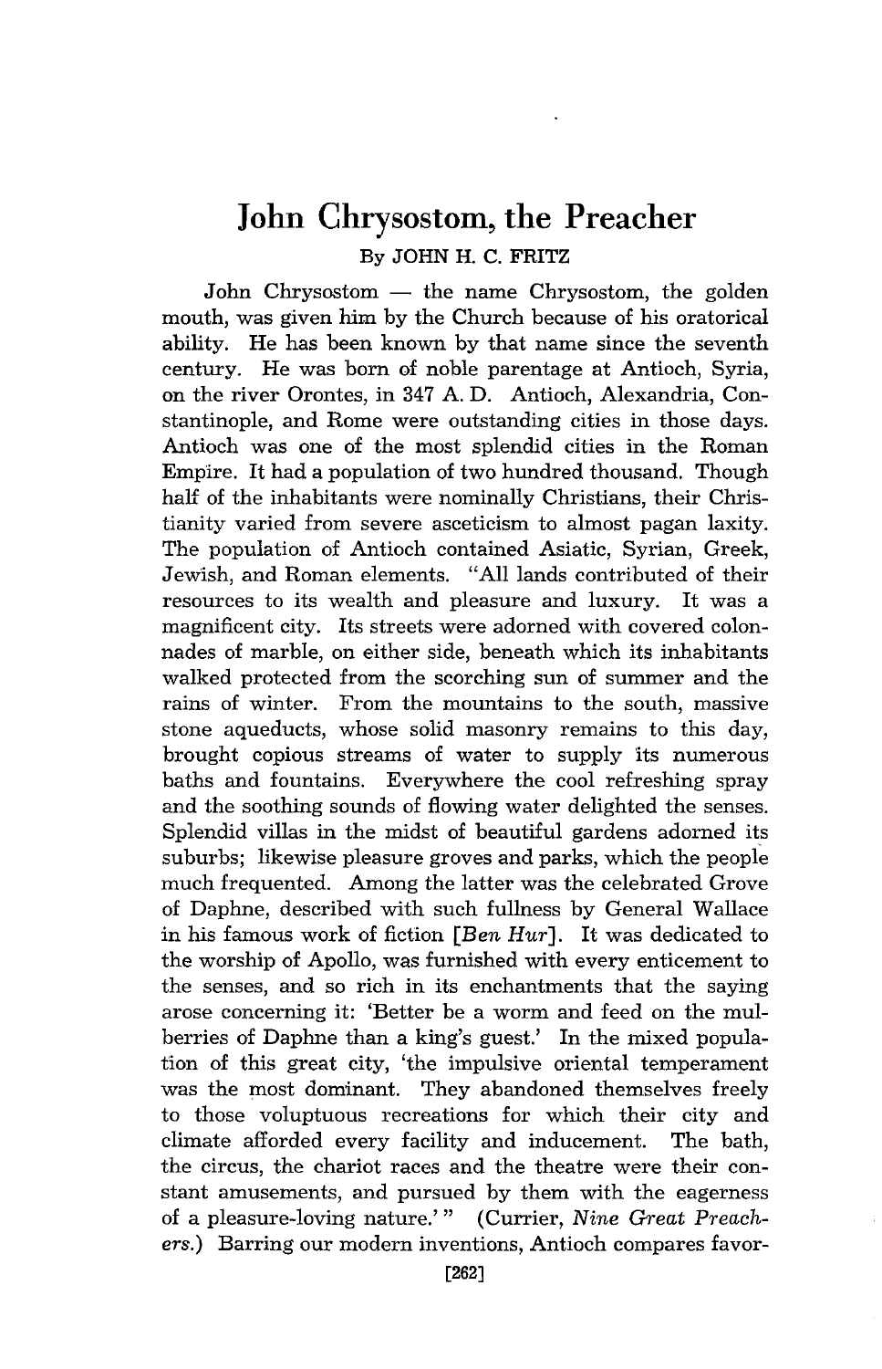# John Chrysostom, the Preacher

By JOHN H. C. FRITZ

John Chrysostom — the name Chrysostom, the golden mouth, was given him by the Church because of his oratorical ability. He has been known by that name since the seventh century. He was born of noble parentage at Antioch, Syria, on the river Orontes, in 347 A. D. Antioch, Alexandria, Constantinople, and Rome were outstanding cities in those days. Antioch was one of the most splendid cities in the Roman Empire. It had a population of two hundred thousand. Though half of the inhabitants were nominally Christians, their Christianity varied from severe asceticism to almost pagan laxity. The population of Antioch contained Asiatic, Syrian, Greek, Jewish, and Roman elements. "All lands contributed of their resources to its wealth and pleasure and luxury. It was a magnificent city. Its streets were adorned with covered colonnades of marble, on either side, beneath which its inhabitants walked protected from the scorching sun of summer and the rains of winter. From the mountains to the south, massive stone aqueducts, whose solid masonry remains to this day, brought copious streams of water to supply its numerous baths and fountains. Everywhere the cool refreshing spray and the soothing sounds of flowing water delighted the senses. Splendid villas in the midst of beautiful gardens adorned its suburbs; likewise pleasure groves and parks, which the people much frequented. Among the latter was the celebrated Grove of Daphne, described with such fullness by General Wallace in his famous work of fiction [*Ben Hur*]. It was dedicated to the worship of Apollo, was furnished with every enticement to the senses, and so rich in its enchantments that the saying arose concerning it: 'Better be a worm and feed on the mulberries of Daphne than a king's guest.' In the mixed population of this great city, 'the impulsive oriental temperament was the most dominant. They abandoned themselves freely to those voluptuous recreations for which their city and climate afforded every facility and inducement. The bath, the circus, the chariot races and the theatre were their constant amusements, and pursued by them with the eagerness of a pleasure-loving nature.'" (Currier, *Nine Great Preachers*.) Barring our modern inventions, Antioch compares favor-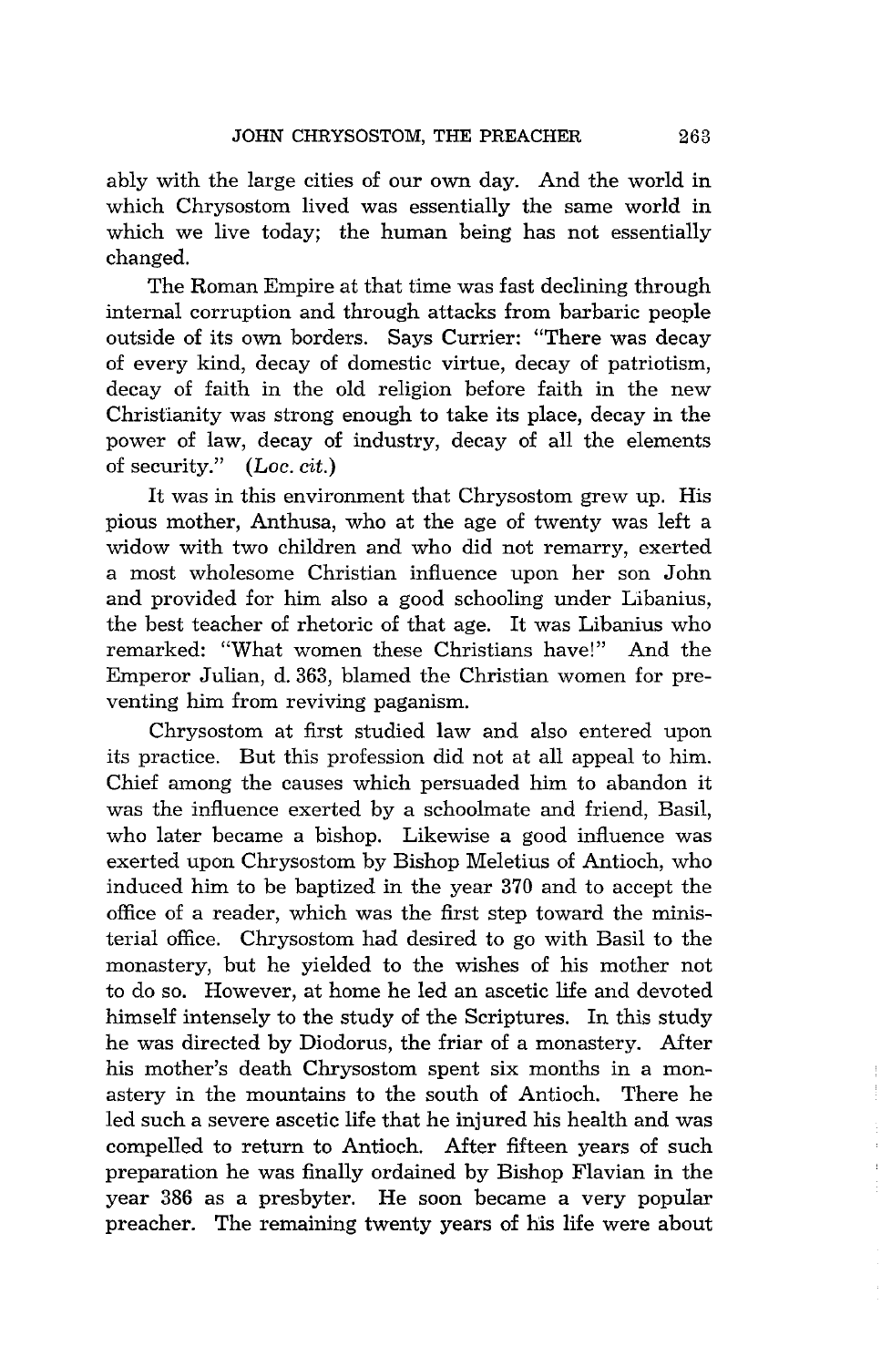ably with the large cities of our own day. And the world in which Chrysostom lived was essentially the same world in which we live today; the human being has not essentially changed.

The Roman Empire at that time was fast declining through internal corruption and through attacks from barbaric people outside of its own borders. Says Currier: "There was decay of every kind, decay of domestic virtue, decay of patriotism, decay of faith in the old religion before faith in the new Christianity was strong enough to take its place, decay in the power of law, decay of industry, decay of all the elements of security." (*Loc. cit.*)

It was in this environment that Chrysostom grew up. His pious mother, Anthusa, who at the age of twenty was left a widow with two children and who did not remarry, exerted a most wholesome Christian influence upon her son John and provided for him also a good schooling under Libanius, the best teacher of rhetoric of that age. It was Libanius who remarked: "What women these Christians have!" And the Emperor Julian, d. 363, blamed the Christian women for preventing him from reviving paganism.

Chrysostom at first studied law and also entered upon its practice. But this profession did not at all appeal to him. Chief among the causes which persuaded him to abandon it was the influence exerted by a schoolmate and friend, Basil, who later became a bishop. Likewise a good influence was exerted upon Chrysostom by Bishop Meletius of Antioch, who induced him to be baptized in the year 370 and to accept the office of a reader, which was the first step toward the ministerial office. Chrysostom had desired to go with Basil to the monastery, but he yielded to the wishes of his mother not to do so. However, at home he led an ascetic life and devoted himself intensely to the study of the Scriptures. In this study he was directed by Diodorus, the friar of a monastery. After his mother's death Chrysostom spent six months in a monastery in the mountains to the south of Antioch. There he led such a severe ascetic life that he injured his health and was compelled to return to Antioch. After fifteen years of such preparation he was finally ordained by Bishop Flavian in the year 386 as a presbyter. He soon became a very popular preacher. The remaining twenty years of his life were about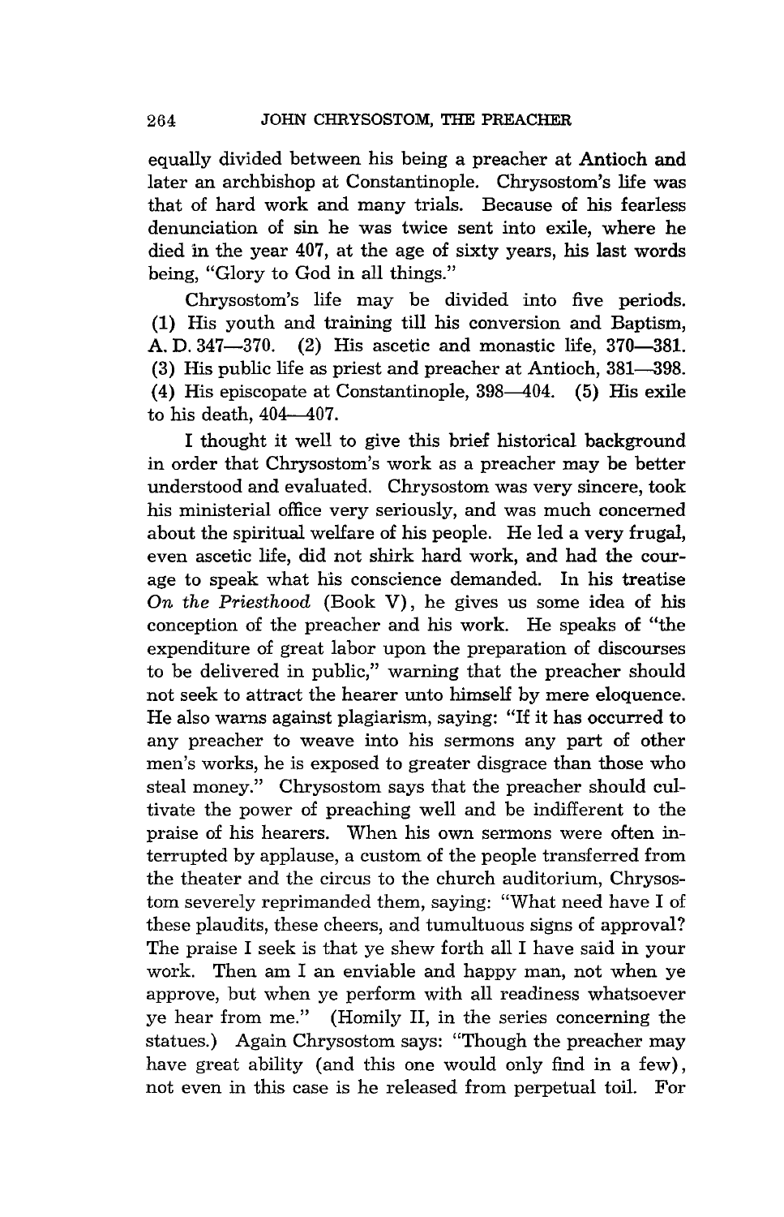equally divided between his being a preacher at Antioch and later an archbishop at Constantinople. Chrysostom's life was that of hard work and many trials. Because of his fearless denunciation of sin he was twice sent into exile, where he died in the year 407, at the age of sixty years, his last words being, "Glory to God in all things."

Chrysostom's life may be divided into five periods. (1) His youth and training till his conversion and Baptism, A. D. 347—370. (2) His ascetic and monastic life, 370—381. (3) His public life as priest and preacher at Antioch, 381—398. (4) His episcopate at Constantinople, 398—404. (5) His exile to his death, 404—407.

I thought it well to give this brief historical background in order that Chrysostom's work as a preacher may be better understood and evaluated. Chrysostom was very sincere, took his ministerial office very seriously, and was much concerned about the spiritual welfare of his people. He led a very frugal, even ascetic life, did not shirk hard work, and had the courage to speak what his conscience demanded. In his treatise *On the Priesthood* (Book V), he gives us some idea of his conception of the preacher and his work. He speaks of "the expenditure of great labor upon the preparation of discourses to be delivered in public," warning that the preacher should not seek to attract the hearer unto himself by mere eloquence. He also warns against plagiarism, saying: "If it has occurred to any preacher to weave into his sermons any part of other men's works, he is exposed to greater disgrace than those who steal money." Chrysostom says that the preacher should cultivate the power of preaching well and be indifferent to the praise of his hearers. When his own sermons were often interrupted by applause, a custom of the people transferred from the theater and the circus to the church auditorium, Chrysostom severely reprimanded them, saying: "What need have I of these plaudits, these cheers, and tumultuous signs of approval? The praise I seek is that ye shew forth all I have said in your work. Then am I an enviable and happy man, not when ye approve, but when ye perform with all readiness whatsoever ye hear from me." (Homily II, in the series concerning the statues.) Again Chrysostom says: "Though the preacher may have great ability (and this one would only find in a few), not even in this case is he released from perpetual toil. For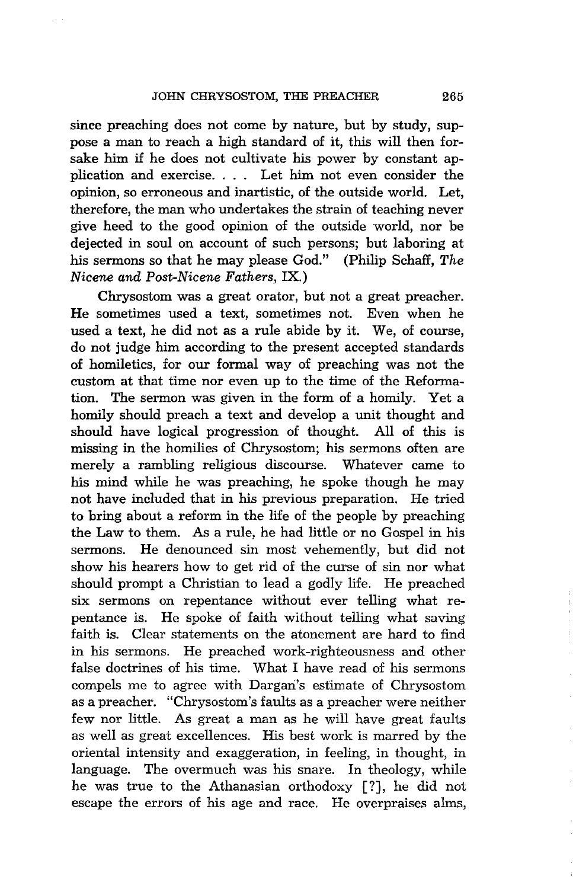since preaching does not come by nature, but by study, suppose a man to reach a high standard of it, this will then forsake him if he does not cultivate his power by constant application and exercise. . . . Let him not even consider the opinion, so erroneous and inartistic, of the outside world. Let, therefore, the man who undertakes the strain of teaching never give heed to the good opinion of the outside world, nor be dejected in soul on account of such persons; but laboring at his sermons so that he may please God." (Philip Schaff, *The Nicene and Post-Nicene Fathers*, IX.)

Chrysostom was a great orator, but not a great preacher. He sometimes used a text, sometimes not. Even when he used a text, he did not as a rule abide by it. We, of course, do not judge him according to the present accepted standards of homiletics, for our formal way of preaching was not the custom at that time nor even up to the time of the Reformation. The sermon was given in the form of a homily. Yet a homily should preach a text and develop a unit thought and should have logical progression of thought. All of this is missing in the homilies of Chrysostom; his sermons often are merely a rambling religious discourse. Whatever came to his mind while he was preaching, he spoke though he may not have included that in his previous preparation. He tried to bring about a reform in the life of the people by preaching the Law to them. As a rule, he had little or no Gospel in his sermons. He denounced sin most vehemently, but did not show his hearers how to get rid of the curse of sin nor what should prompt a Christian to lead a godly life. He preached six sermons on repentance without ever telling what repentance is. He spoke of faith without telling what saving faith is. Clear statements on the atonement are hard to find in his sermons. He preached work-righteousness and other false doctrines of his time. What I have read of his sermons compels me to agree with Dargan's estimate of Chrysostom as a preacher. "Chrysostom's faults as a preacher were neither few nor little. As great a man as he will have great faults as well as great excellences. His best work is marred by the oriental intensity and exaggeration, in feeling, in thought, in language. The overmuch was his snare. In theology, while he was true to the Athanasian orthodoxy [?], he did not escape the errors of his age and race. He overpraises alms,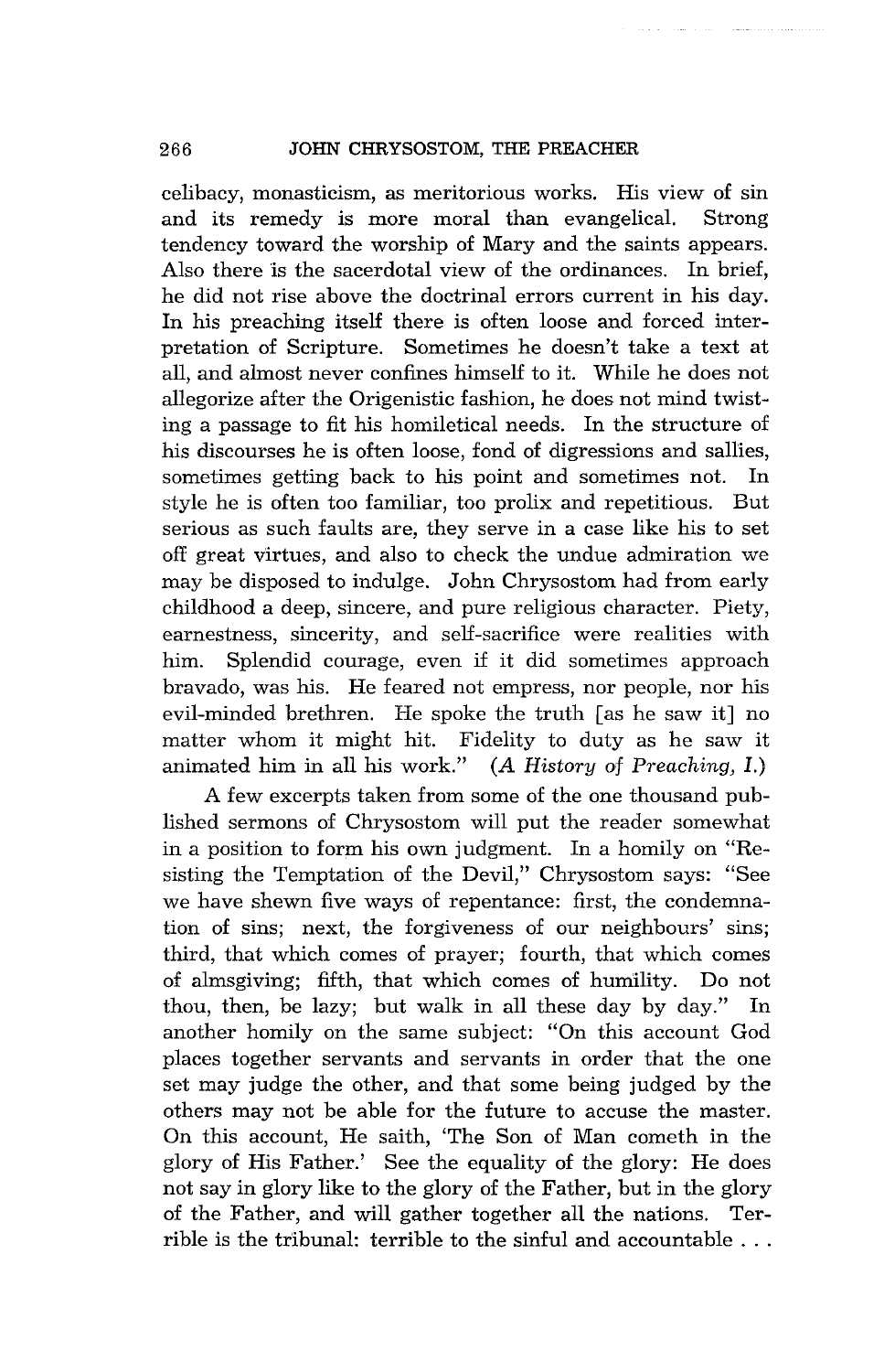celibacy, monasticism, as meritorious works. His view of sin and its remedy is more moral than evangelical. Strong tendency toward the worship of Mary and the saints appears. Also there is the sacerdotal view of the ordinances. In brief, he did not rise above the doctrinal errors current in his day. In his preaching itself there is often loose and forced interpretation of Scripture. Sometimes he doesn't take a text at all, and almost never confines himself to it. While he does not allegorize after the Origenistic fashion, he does not mind twisting a passage to fit his homiletical needs. In the structure of his discourses he is often loose, fond of digressions and sallies, sometimes getting back to his point and sometimes not. In style he is often too familiar, too prolix and repetitious. But serious as such faults are, they serve in a case like his to set off great virtues, and also to check the undue admiration we may be disposed to indulge. John Chrysostom had from early childhood a deep, sincere, and pure religious character. Piety, earnestness, sincerity, and self-sacrifice were realities with him. Splendid courage, even if it did sometimes approach bravado, was his. He feared not empress, nor people, nor his evil-minded brethren. He spoke the truth [as he saw it] no matter whom it might hit. Fidelity to duty as he saw it animated him in all his work." (*A History of Preaching, I.*)

A few excerpts taken from some of the one thousand published sermons of Chrysostom will put the reader somewhat in a position to form his own judgment. In a homily on "Resisting the Temptation of the Devil," Chrysostom says: "See we have shewn five ways of repentance: first, the condemnation of sins; next, the forgiveness of our neighbours' sins; third, that which comes of prayer; fourth, that which comes of almsgiving; fifth, that which comes of humility. Do not thou, then, be lazy; but walk in all these day by day." In another homily on the same subject: "On this account God places together servants and servants in order that the one set may judge the other, and that some being judged by the others may not be able for the future to accuse the master. On this account, He saith, 'The Son of Man cometh in the glory of His Father.' See the equality of the glory: He does not say in glory like to the glory of the Father, but in the glory of the Father, and will gather together all the nations. Terrible is the tribunal: terrible to the sinful and accountable . . .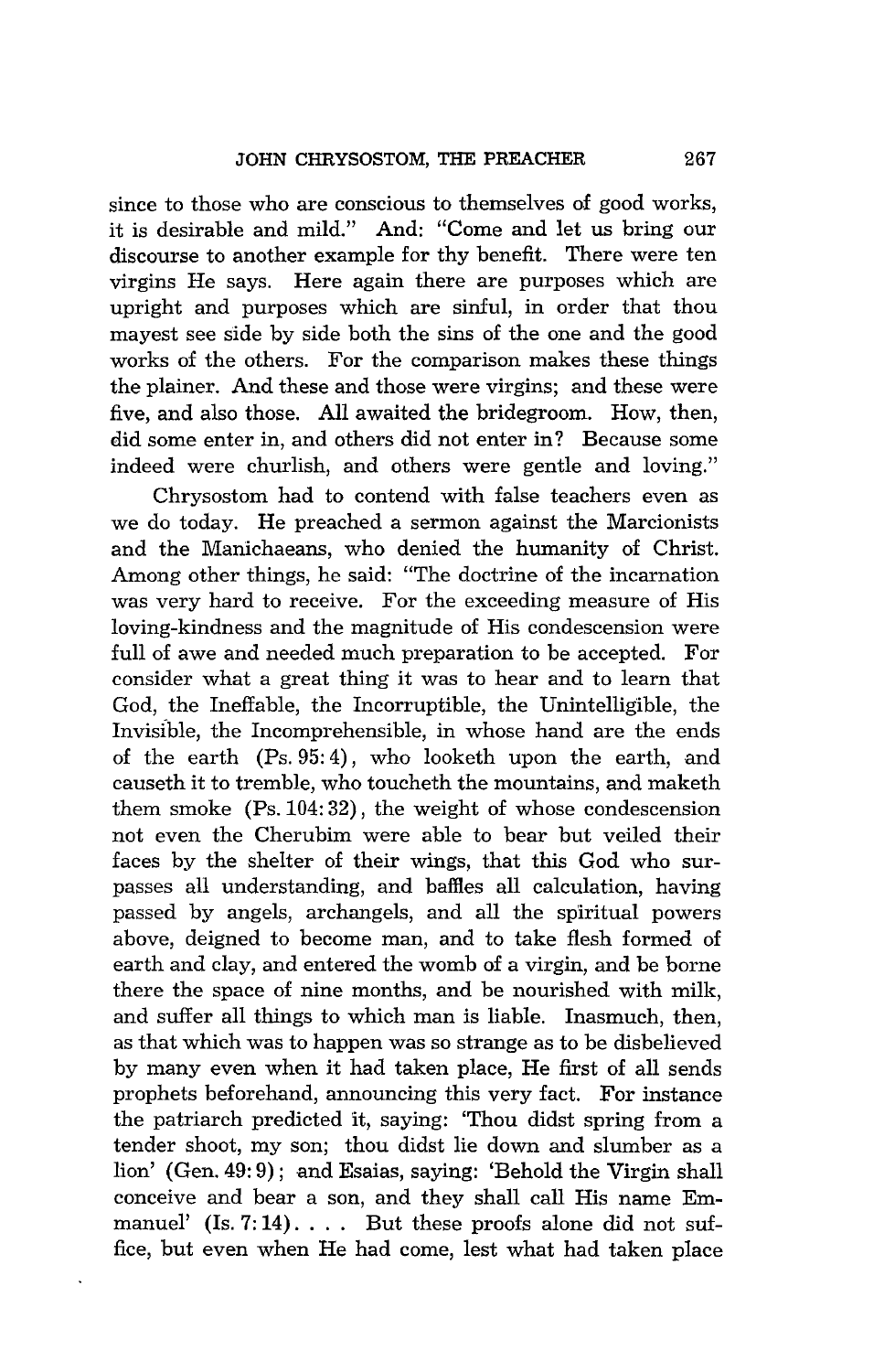since to those who are conscious to themselves of good works, it is desirable and mild." And: "Come and let us bring our discourse to another example for thy benefit. There were ten virgins He says. Here again there are purposes which are upright and purposes which are sinful, in order that thou mayest see side by side both the sins of the one and the good works of the others. For the comparison makes these things the plainer. And these and those were virgins; and these were five, and also those. All awaited the bridegroom. How, then, did some enter in, and others did not enter in? Because some indeed were churlish, and others were gentle and loving."

Chrysostom had to contend with false teachers even as we do today. He preached a sermon against the Marcionists and the Manichaeans, who denied the humanity of Christ. Among other things, he said: "The doctrine of the incarnation was very hard to receive. For the exceeding measure of His loving-kindness and the magnitude of His condescension were full of awe and needed much preparation to be accepted. For consider what a great thing it was to hear and to learn that God, the Ineffable, the Incorruptible, the Unintelligible, the Invisible, the Incomprehensible, in whose hand are the ends of the earth (Ps. 95:4), who looketh upon the earth, and causeth it to tremble, who toucheth the mountains, and maketh them smoke (Ps. 104:32), the weight of whose condescension not even the Cherubim were able to bear but veiled their faces by the shelter of their wings, that this God who surpasses all understanding, and baffles all calculation, having passed by angels, archangels, and all the spiritual powers above, deigned to become man, and to take flesh formed of earth and clay, and entered the womb of a virgin, and be borne there the space of nine months, and be nourished with milk, and suffer all things to which man is liable. Inasmuch, then, as that which was to happen was so strange as to be disbelieved by many even when it had taken place, He first of all sends prophets beforehand, announcing this very fact. For instance the patriarch predicted it, saying: 'Thou didst spring from a tender shoot, my son; thou didst lie down and slumber as a lion' (Gen. 49:9); and Esaias, saying: 'Behold the Virgin shall conceive and bear a son, and they shall call His name Emmanuel' (Is. 7:14). . . . But these proofs alone did not suffice, but even when He had come, lest what had taken place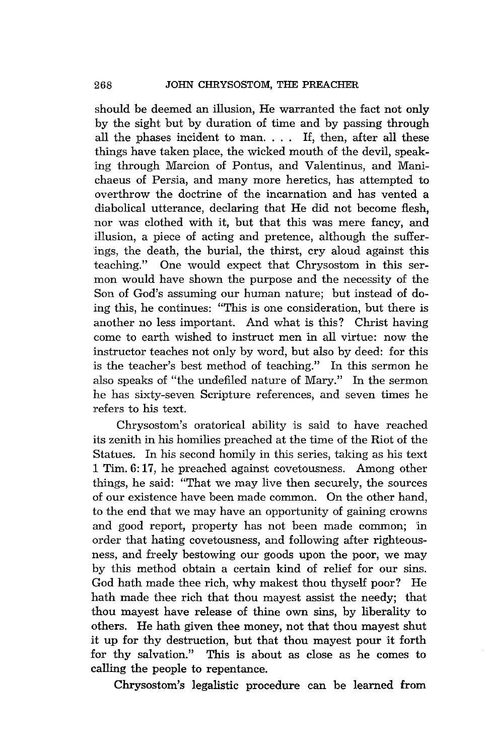should be deemed an illusion, He warranted the fact not only by the sight but by duration of time and by passing through all the phases incident to man. . . . If, then, after all these things have taken place, the wicked mouth of the devil, speaking through Marcion of Pontus, and Valentinus, and Manichaeus of Persia, and many more heretics, has attempted to overthrow the doctrine of the incarnation and has vented a diabolical utterance, declaring that He did not become flesh, nor was clothed with it, but that this was mere fancy, and illusion, a piece of acting and pretence, although the sufferings, the death, the burial, the thirst, cry aloud against this teaching." One would expect that Chrysostom in this sermon would have shown the purpose and the necessity of the Son of God's assuming our human nature; but instead of doing this, he continues: "This is one consideration, but there is another no less important. And what is this? Christ having come to earth wished to instruct men in all virtue: now the instructor teaches not only by word, but also by deed: for this is the teacher's best method of teaching." In this sermon he also speaks of "the undefiled nature of Mary." In the sermon he has sixty-seven Scripture references, and seven times he refers to his text.

Chrysostom's oratorical ability is said to have reached its zenith in his homilies preached at the time of the Riot of the Statues. In his second homily in this series, taking as his text 1 Tim. 6:17, he preached against covetousness. Among other things, he said: "That we may live then securely, the sources of our existence have been made common. On the other hand, to the end that we may have an opportunity of gaining crowns and good report, property has not been made common; in order that hating covetousness, and following after righteousness, and freely bestowing our goods upon the poor, we may by this method obtain a certain kind of relief for our sins. God hath made thee rich, why makest thou thyself poor? He hath made thee rich that thou mayest assist the needy; that thou mayest have release of thine own sins, by liberality to others. He hath given thee money, not that thou mayest shut it up for thy destruction, but that thou mayest pour it forth for thy salvation." This is about as close as he comes to calling the people to repentance.

Chrysostom's legalistic procedure can be learned from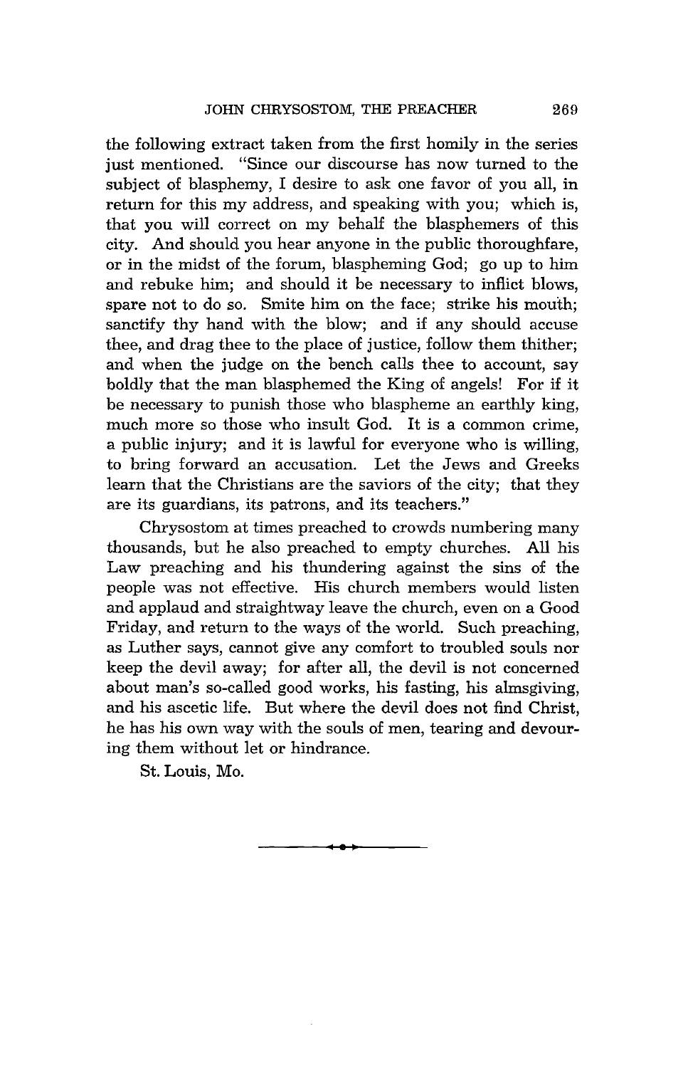the following extract taken from the first homily in the series just mentioned. "Since our discourse has now turned to the subject of blasphemy, I desire to ask one favor of you all, in return for this my address, and speaking with you; which is, that you will correct on my behalf the blasphemers of this city. And should you hear anyone in the public thoroughfare, or in the midst of the forum, blaspheming God; go up to him and rebuke him; and should it be necessary to inflict blows, spare not to do so. Smite him on the face; strike his mouth; sanctify thy hand with the blow; and if any should accuse thee, and drag thee to the place of justice, follow them thither; and when the judge on the bench calls thee to account, say boldly that the man blasphemed the King of angels! For if it be necessary to punish those who blaspheme an earthly king, much more so those who insult God. It is a common crime, a public injury; and it is lawful for everyone who is willing, to bring forward an accusation. Let the Jews and Greeks learn that the Christians are the saviors of the city; that they are its guardians, its patrons, and its teachers."

Chrysostom at times preached to crowds numbering many thousands, but he also preached to empty churches. All his Law preaching and his thundering against the sins of the people was not effective. His church members would listen and applaud and straightway leave the church, even on a Good Friday, and return to the ways of the world. Such preaching, as Luther says, cannot give any comfort to troubled souls nor keep the devil away; for after all, the devil is not concerned about man's so-called good works, his fasting, his almsgiving, and his ascetic life. But where the devil does not find Christ, he has his own way with the souls of men, tearing and devouring them without let or hindrance.

St. Louis, Mo.